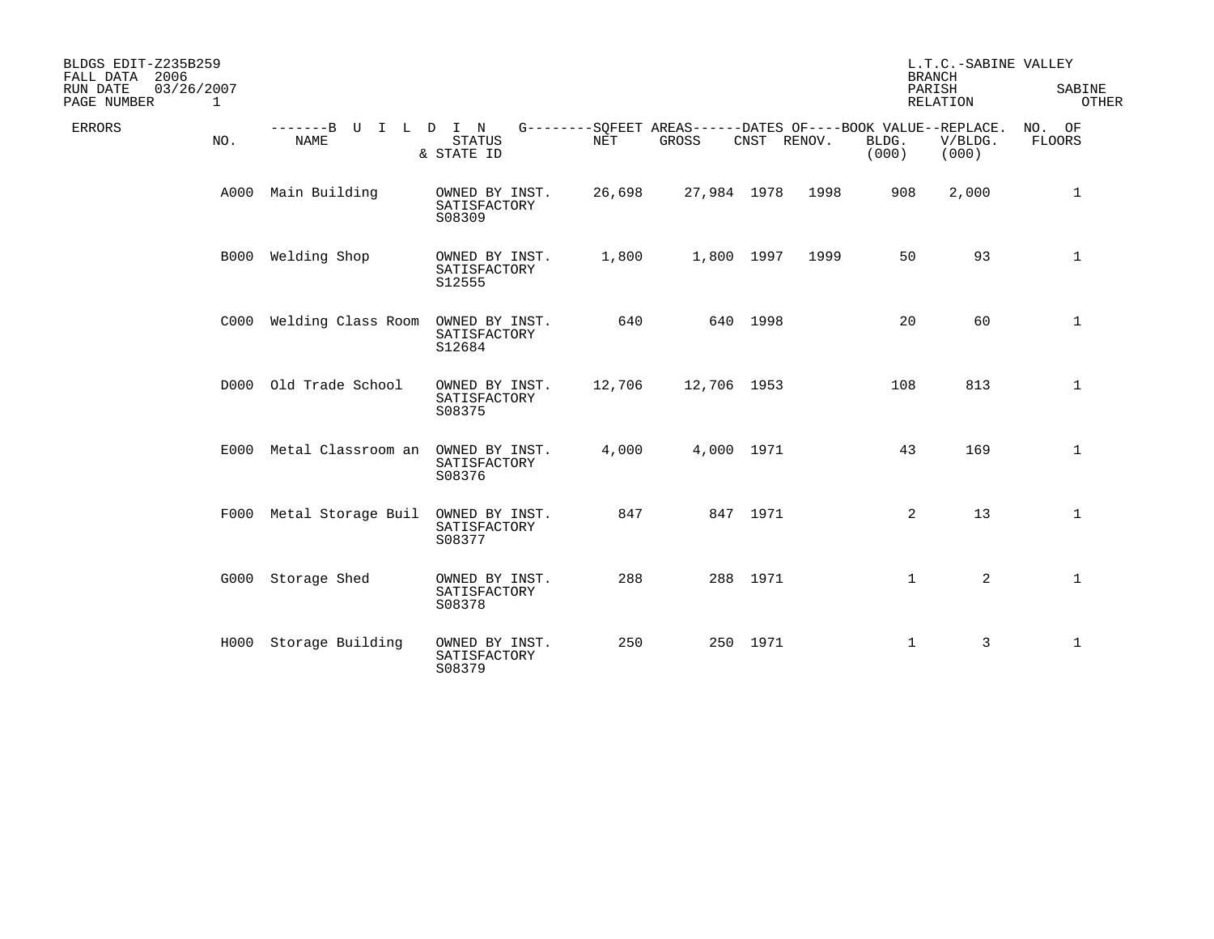BLDGS EDIT-Z235B259
FALL DATA 2006
RUN DATE 03/26/2007
PAGE NUMBER 1

L.T.C.-SABINE VALLEY
BRANCH
PARISH SABINE
RELATION OTHER

| ERRORS | NO. | BUILDING NAME | STATUS & STATE ID | SQFEET AREAS NET | SQFEET AREAS GROSS | DATES OF CNST | DATES OF RENOV. | BOOK VALUE BLDG. (000) | REPLACE. V/BLDG. (000) | NO. OF FLOORS |
|---|---|---|---|---|---|---|---|---|---|---|
| | A000 | Main Building | OWNED BY INST. SATISFACTORY S08309 | 26,698 | 27,984 | 1978 | 1998 | 908 | 2,000 | 1 |
| | B000 | Welding Shop | OWNED BY INST. SATISFACTORY S12555 | 1,800 | 1,800 | 1997 | 1999 | 50 | 93 | 1 |
| | C000 | Welding Class Room | OWNED BY INST. SATISFACTORY S12684 | 640 | 640 | 1998 | | 20 | 60 | 1 |
| | D000 | Old Trade School | OWNED BY INST. SATISFACTORY S08375 | 12,706 | 12,706 | 1953 | | 108 | 813 | 1 |
| | E000 | Metal Classroom an | OWNED BY INST. SATISFACTORY S08376 | 4,000 | 4,000 | 1971 | | 43 | 169 | 1 |
| | F000 | Metal Storage Buil | OWNED BY INST. SATISFACTORY S08377 | 847 | 847 | 1971 | | 2 | 13 | 1 |
| | G000 | Storage Shed | OWNED BY INST. SATISFACTORY S08378 | 288 | 288 | 1971 | | 1 | 2 | 1 |
| | H000 | Storage Building | OWNED BY INST. SATISFACTORY S08379 | 250 | 250 | 1971 | | 1 | 3 | 1 |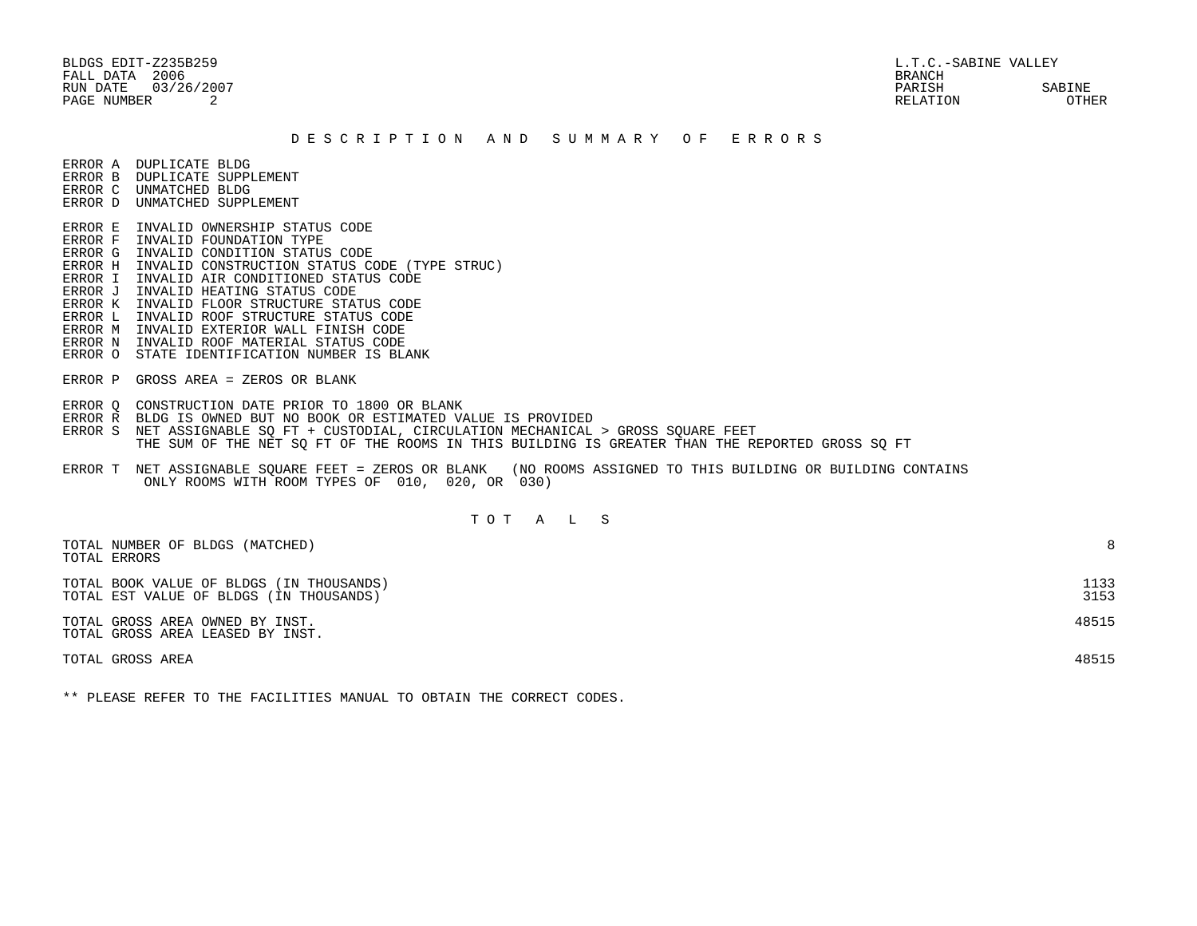BLDGS EDIT-Z235B259
FALL DATA 2006
RUN DATE 03/26/2007
PAGE NUMBER 2

L.T.C.-SABINE VALLEY
BRANCH
PARISH SABINE
RELATION OTHER

## D E S C R I P T I O N   A N D   S U M M A R Y   O F   E R R O R S

ERROR A DUPLICATE BLDG
ERROR B DUPLICATE SUPPLEMENT
ERROR C UNMATCHED BLDG
ERROR D UNMATCHED SUPPLEMENT

ERROR E INVALID OWNERSHIP STATUS CODE
ERROR F INVALID FOUNDATION TYPE
ERROR G INVALID CONDITION STATUS CODE
ERROR H INVALID CONSTRUCTION STATUS CODE (TYPE STRUC)
ERROR I INVALID AIR CONDITIONED STATUS CODE
ERROR J INVALID HEATING STATUS CODE
ERROR K INVALID FLOOR STRUCTURE STATUS CODE
ERROR L INVALID ROOF STRUCTURE STATUS CODE
ERROR M INVALID EXTERIOR WALL FINISH CODE
ERROR N INVALID ROOF MATERIAL STATUS CODE
ERROR O STATE IDENTIFICATION NUMBER IS BLANK

ERROR P GROSS AREA = ZEROS OR BLANK

ERROR Q CONSTRUCTION DATE PRIOR TO 1800 OR BLANK
ERROR R BLDG IS OWNED BUT NO BOOK OR ESTIMATED VALUE IS PROVIDED
ERROR S NET ASSIGNABLE SQ FT + CUSTODIAL, CIRCULATION MECHANICAL > GROSS SQUARE FEET
THE SUM OF THE NET SQ FT OF THE ROOMS IN THIS BUILDING IS GREATER THAN THE REPORTED GROSS SQ FT

ERROR T NET ASSIGNABLE SQUARE FEET = ZEROS OR BLANK (NO ROOMS ASSIGNED TO THIS BUILDING OR BUILDING CONTAINS ONLY ROOMS WITH ROOM TYPES OF 010, 020, OR 030)

## T O T A L S

| | |
|---|---|
| TOTAL NUMBER OF BLDGS (MATCHED) | 8 |
| TOTAL ERRORS | |
| TOTAL BOOK VALUE OF BLDGS (IN THOUSANDS) | 1133 |
| TOTAL EST VALUE OF BLDGS (IN THOUSANDS) | 3153 |
| TOTAL GROSS AREA OWNED BY INST. | 48515 |
| TOTAL GROSS AREA LEASED BY INST. | |
| TOTAL GROSS AREA | 48515 |

** PLEASE REFER TO THE FACILITIES MANUAL TO OBTAIN THE CORRECT CODES.